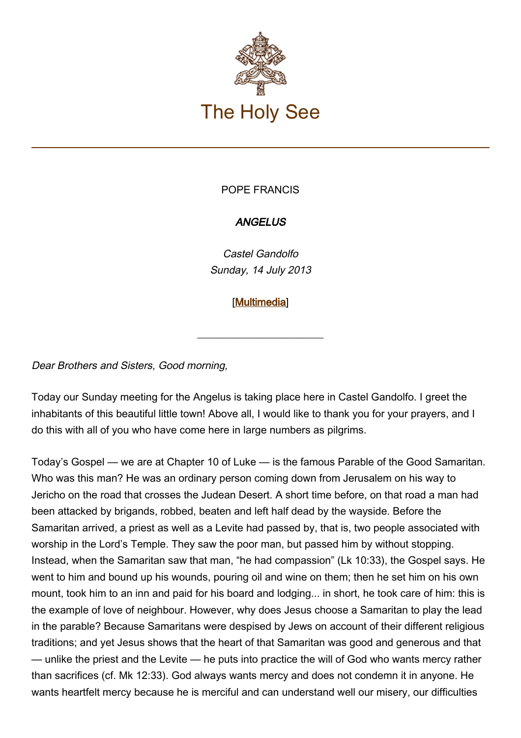# The Holy See

POPE FRANCIS

***ANGELUS***

*Castel Gandolfo*
*Sunday, 14 July 2013*

[Multimedia]

---

*Dear Brothers and Sisters, Good morning,*

Today our Sunday meeting for the Angelus is taking place here in Castel Gandolfo. I greet the inhabitants of this beautiful little town! Above all, I would like to thank you for your prayers, and I do this with all of you who have come here in large numbers as pilgrims.

Today's Gospel — we are at Chapter 10 of Luke — is the famous Parable of the Good Samaritan. Who was this man? He was an ordinary person coming down from Jerusalem on his way to Jericho on the road that crosses the Judean Desert. A short time before, on that road a man had been attacked by brigands, robbed, beaten and left half dead by the wayside. Before the Samaritan arrived, a priest as well as a Levite had passed by, that is, two people associated with worship in the Lord's Temple. They saw the poor man, but passed him by without stopping. Instead, when the Samaritan saw that man, "he had compassion" (Lk 10:33), the Gospel says. He went to him and bound up his wounds, pouring oil and wine on them; then he set him on his own mount, took him to an inn and paid for his board and lodging... in short, he took care of him: this is the example of love of neighbour. However, why does Jesus choose a Samaritan to play the lead in the parable? Because Samaritans were despised by Jews on account of their different religious traditions; and yet Jesus shows that the heart of that Samaritan was good and generous and that — unlike the priest and the Levite — he puts into practice the will of God who wants mercy rather than sacrifices (cf. Mk 12:33). God always wants mercy and does not condemn it in anyone. He wants heartfelt mercy because he is merciful and can understand well our misery, our difficulties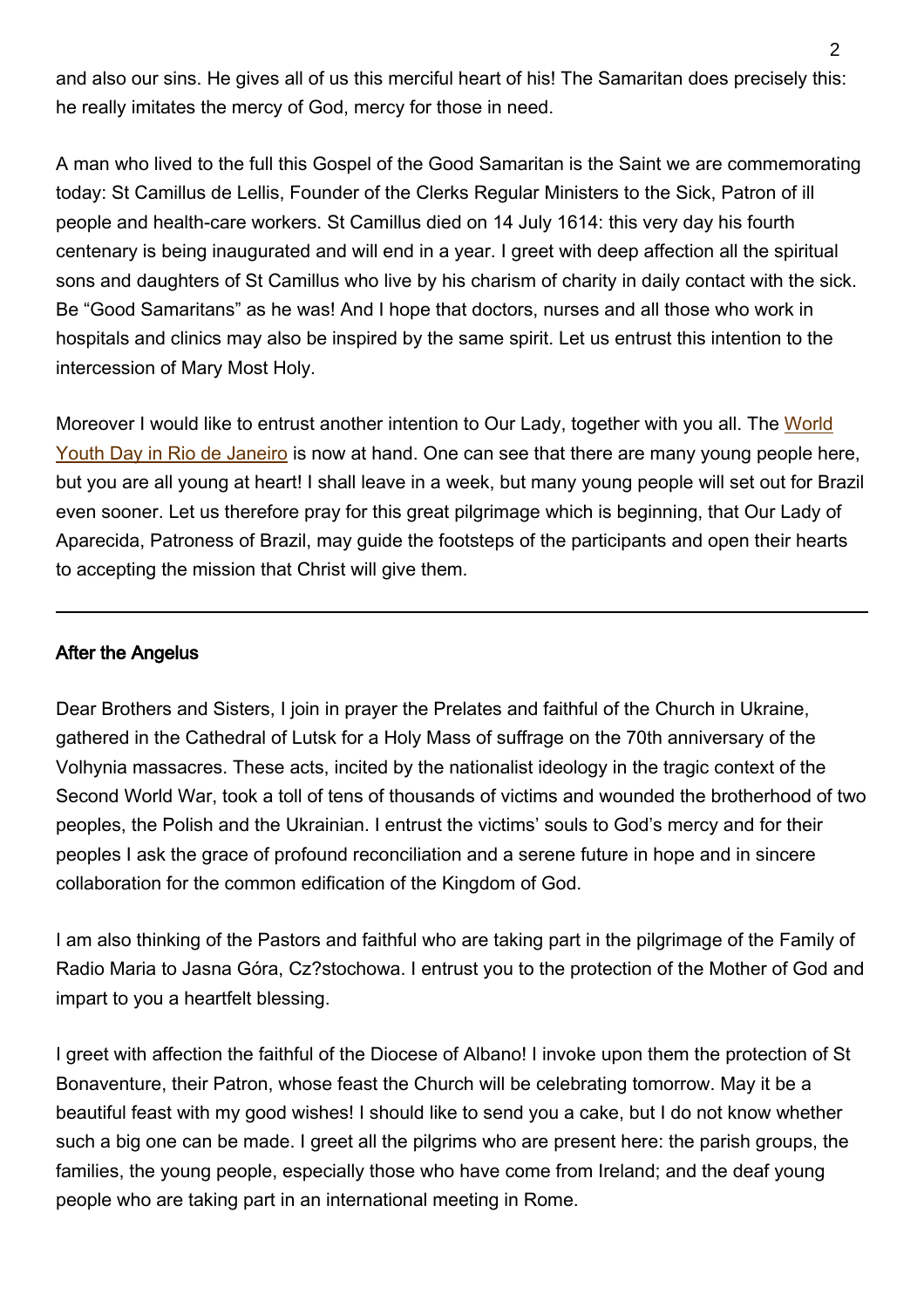and also our sins. He gives all of us this merciful heart of his! The Samaritan does precisely this: he really imitates the mercy of God, mercy for those in need.

A man who lived to the full this Gospel of the Good Samaritan is the Saint we are commemorating today: St Camillus de Lellis, Founder of the Clerks Regular Ministers to the Sick, Patron of ill people and health-care workers. St Camillus died on 14 July 1614: this very day his fourth centenary is being inaugurated and will end in a year. I greet with deep affection all the spiritual sons and daughters of St Camillus who live by his charism of charity in daily contact with the sick. Be "Good Samaritans" as he was! And I hope that doctors, nurses and all those who work in hospitals and clinics may also be inspired by the same spirit. Let us entrust this intention to the intercession of Mary Most Holy.

Moreover I would like to entrust another intention to Our Lady, together with you all. The World Youth Day in Rio de Janeiro is now at hand. One can see that there are many young people here, but you are all young at heart! I shall leave in a week, but many young people will set out for Brazil even sooner. Let us therefore pray for this great pilgrimage which is beginning, that Our Lady of Aparecida, Patroness of Brazil, may guide the footsteps of the participants and open their hearts to accepting the mission that Christ will give them.

---

**After the Angelus**

Dear Brothers and Sisters, I join in prayer the Prelates and faithful of the Church in Ukraine, gathered in the Cathedral of Lutsk for a Holy Mass of suffrage on the 70th anniversary of the Volhynia massacres. These acts, incited by the nationalist ideology in the tragic context of the Second World War, took a toll of tens of thousands of victims and wounded the brotherhood of two peoples, the Polish and the Ukrainian. I entrust the victims' souls to God's mercy and for their peoples I ask the grace of profound reconciliation and a serene future in hope and in sincere collaboration for the common edification of the Kingdom of God.

I am also thinking of the Pastors and faithful who are taking part in the pilgrimage of the Family of Radio Maria to Jasna Góra, Cz?stochowa. I entrust you to the protection of the Mother of God and impart to you a heartfelt blessing.

I greet with affection the faithful of the Diocese of Albano! I invoke upon them the protection of St Bonaventure, their Patron, whose feast the Church will be celebrating tomorrow. May it be a beautiful feast with my good wishes! I should like to send you a cake, but I do not know whether such a big one can be made. I greet all the pilgrims who are present here: the parish groups, the families, the young people, especially those who have come from Ireland; and the deaf young people who are taking part in an international meeting in Rome.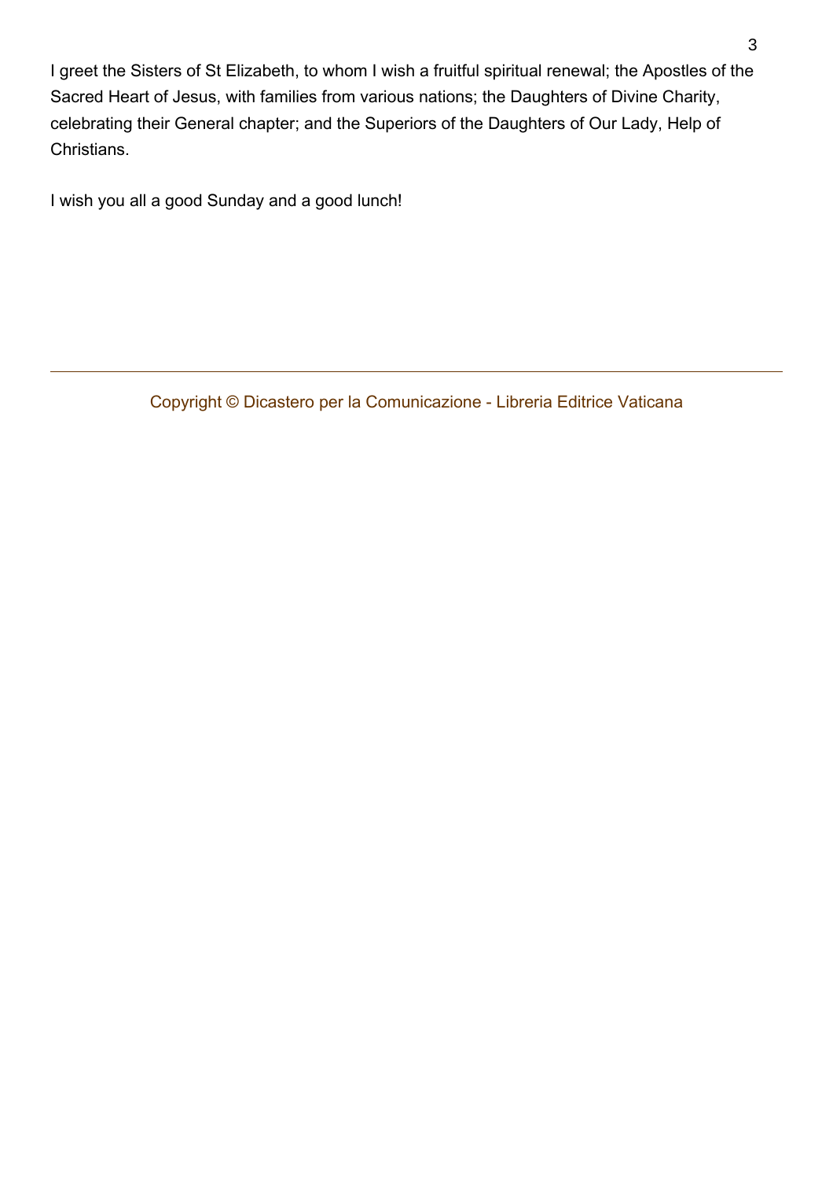I greet the Sisters of St Elizabeth, to whom I wish a fruitful spiritual renewal; the Apostles of the Sacred Heart of Jesus, with families from various nations; the Daughters of Divine Charity, celebrating their General chapter; and the Superiors of the Daughters of Our Lady, Help of Christians.

I wish you all a good Sunday and a good lunch!

---

Copyright © Dicastero per la Comunicazione - Libreria Editrice Vaticana